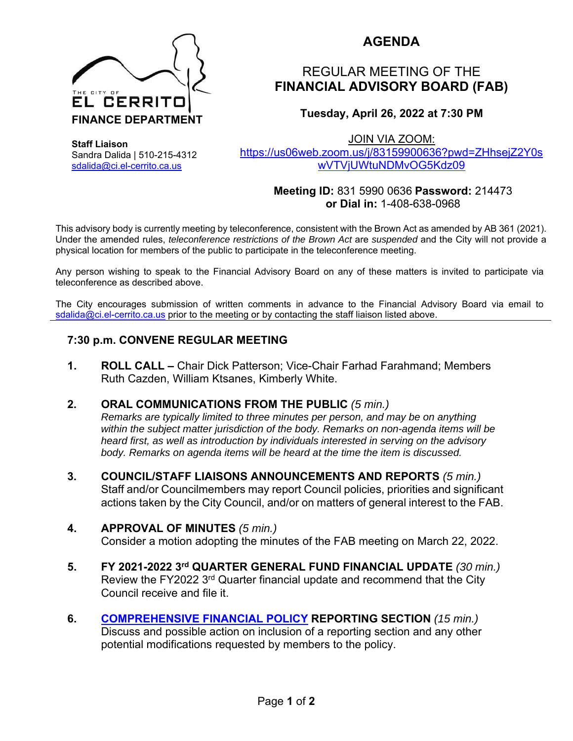THE CITY OF
**EL CERRITO**
**FINANCE DEPARTMENT**

**Staff Liaison**
Sandra Dalida | 510-215-4312
[sdalida@ci.el-cerrito.ca.us](mailto:sdalida@ci.el-cerrito.ca.us)

# AGENDA

## REGULAR MEETING OF THE
## FINANCIAL ADVISORY BOARD (FAB)

### Tuesday, April 26, 2022 at 7:30 PM

JOIN VIA ZOOM:
[https://us06web.zoom.us/j/83159900636?pwd=ZHhsejZ2Y0swVTVjUWtuNDMvOG5Kdz09](https://us06web.zoom.us/j/83159900636?pwd=ZHhsejZ2Y0swVTVjUWtuNDMvOG5Kdz09)

**Meeting ID:** 831 5990 0636 **Password:** 214473
**or Dial in:** 1-408-638-0968

This advisory body is currently meeting by teleconference, consistent with the Brown Act as amended by AB 361 (2021). Under the amended rules, *teleconference restrictions of the Brown Act* are *suspended* and the City will not provide a physical location for members of the public to participate in the teleconference meeting.

Any person wishing to speak to the Financial Advisory Board on any of these matters is invited to participate via teleconference as described above.

The City encourages submission of written comments in advance to the Financial Advisory Board via email to [sdalida@ci.el-cerrito.ca.us](mailto:sdalida@ci.el-cerrito.ca.us) prior to the meeting or by contacting the staff liaison listed above.

---

**7:30 p.m. CONVENE REGULAR MEETING**

1. **ROLL CALL –** Chair Dick Patterson; Vice-Chair Farhad Farahmand; Members Ruth Cazden, William Ktsanes, Kimberly White.

2. **ORAL COMMUNICATIONS FROM THE PUBLIC** *(5 min.)*
   *Remarks are typically limited to three minutes per person, and may be on anything within the subject matter jurisdiction of the body. Remarks on non-agenda items will be heard first, as well as introduction by individuals interested in serving on the advisory body. Remarks on agenda items will be heard at the time the item is discussed.*

3. **COUNCIL/STAFF LIAISONS ANNOUNCEMENTS AND REPORTS** *(5 min.)*
   Staff and/or Councilmembers may report Council policies, priorities and significant actions taken by the City Council, and/or on matters of general interest to the FAB.

4. **APPROVAL OF MINUTES** *(5 min.)*
   Consider a motion adopting the minutes of the FAB meeting on March 22, 2022.

5. **FY 2021-2022 3rd QUARTER GENERAL FUND FINANCIAL UPDATE** *(30 min.)*
   Review the FY2022 3rd Quarter financial update and recommend that the City Council receive and file it.

6. **COMPREHENSIVE FINANCIAL POLICY REPORTING SECTION** *(15 min.)*
   Discuss and possible action on inclusion of a reporting section and any other potential modifications requested by members to the policy.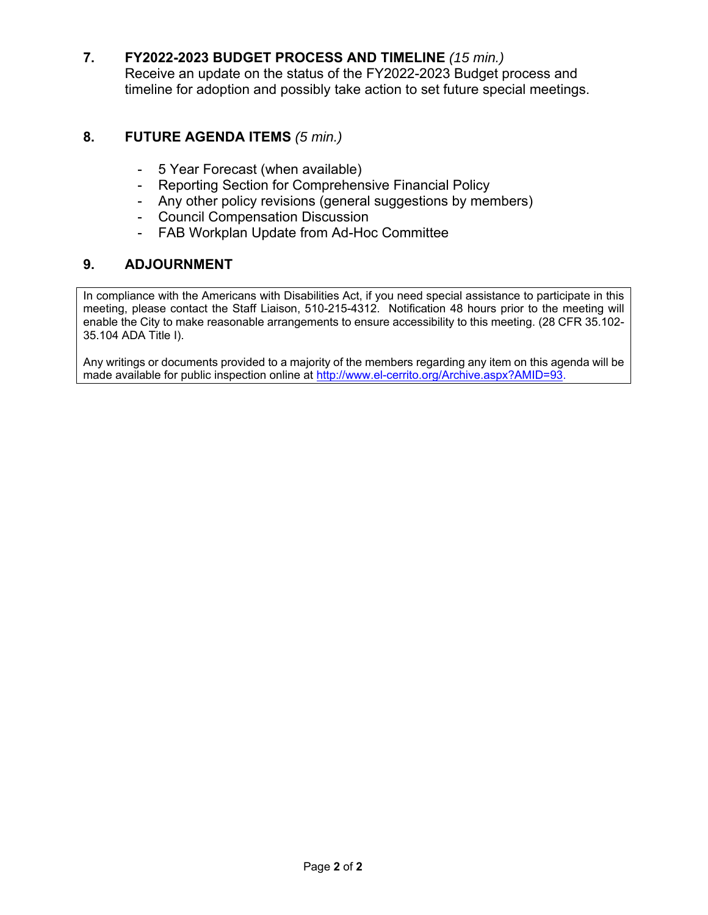**7. FY2022-2023 BUDGET PROCESS AND TIMELINE** *(15 min.)*

Receive an update on the status of the FY2022-2023 Budget process and timeline for adoption and possibly take action to set future special meetings.

**8. FUTURE AGENDA ITEMS** *(5 min.)*

- 5 Year Forecast (when available)
- Reporting Section for Comprehensive Financial Policy
- Any other policy revisions (general suggestions by members)
- Council Compensation Discussion
- FAB Workplan Update from Ad-Hoc Committee

**9. ADJOURNMENT**

In compliance with the Americans with Disabilities Act, if you need special assistance to participate in this meeting, please contact the Staff Liaison, 510-215-4312. Notification 48 hours prior to the meeting will enable the City to make reasonable arrangements to ensure accessibility to this meeting. (28 CFR 35.102-35.104 ADA Title I).

Any writings or documents provided to a majority of the members regarding any item on this agenda will be made available for public inspection online at http://www.el-cerrito.org/Archive.aspx?AMID=93.